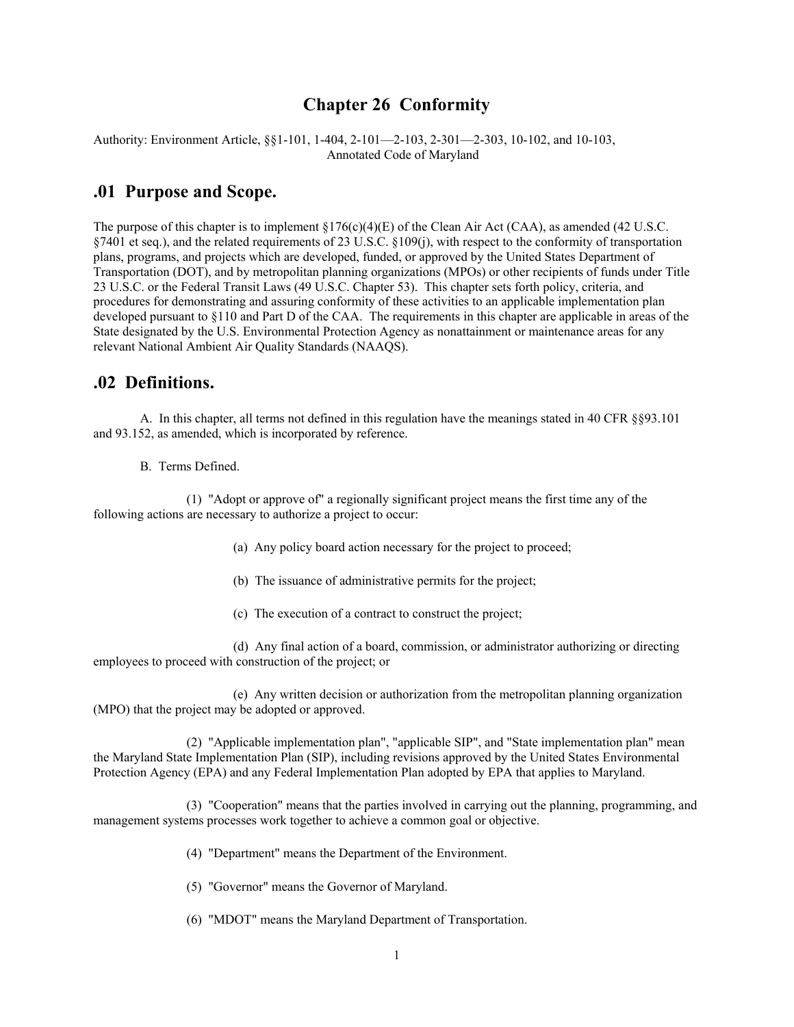# Chapter 26 Conformity

Authority: Environment Article, §§1-101, 1-404, 2-101—2-103, 2-301—2-303, 10-102, and 10-103, Annotated Code of Maryland

## .01 Purpose and Scope.

The purpose of this chapter is to implement §176(c)(4)(E) of the Clean Air Act (CAA), as amended (42 U.S.C. §7401 et seq.), and the related requirements of 23 U.S.C. §109(j), with respect to the conformity of transportation plans, programs, and projects which are developed, funded, or approved by the United States Department of Transportation (DOT), and by metropolitan planning organizations (MPOs) or other recipients of funds under Title 23 U.S.C. or the Federal Transit Laws (49 U.S.C. Chapter 53). This chapter sets forth policy, criteria, and procedures for demonstrating and assuring conformity of these activities to an applicable implementation plan developed pursuant to §110 and Part D of the CAA. The requirements in this chapter are applicable in areas of the State designated by the U.S. Environmental Protection Agency as nonattainment or maintenance areas for any relevant National Ambient Air Quality Standards (NAAQS).

## .02 Definitions.

A. In this chapter, all terms not defined in this regulation have the meanings stated in 40 CFR §§93.101 and 93.152, as amended, which is incorporated by reference.

B. Terms Defined.

(1) "Adopt or approve of" a regionally significant project means the first time any of the following actions are necessary to authorize a project to occur:

(a) Any policy board action necessary for the project to proceed;

(b) The issuance of administrative permits for the project;

(c) The execution of a contract to construct the project;

(d) Any final action of a board, commission, or administrator authorizing or directing employees to proceed with construction of the project; or

(e) Any written decision or authorization from the metropolitan planning organization (MPO) that the project may be adopted or approved.

(2) "Applicable implementation plan", "applicable SIP", and "State implementation plan" mean the Maryland State Implementation Plan (SIP), including revisions approved by the United States Environmental Protection Agency (EPA) and any Federal Implementation Plan adopted by EPA that applies to Maryland.

(3) "Cooperation" means that the parties involved in carrying out the planning, programming, and management systems processes work together to achieve a common goal or objective.

(4) "Department" means the Department of the Environment.

(5) "Governor" means the Governor of Maryland.

(6) "MDOT" means the Maryland Department of Transportation.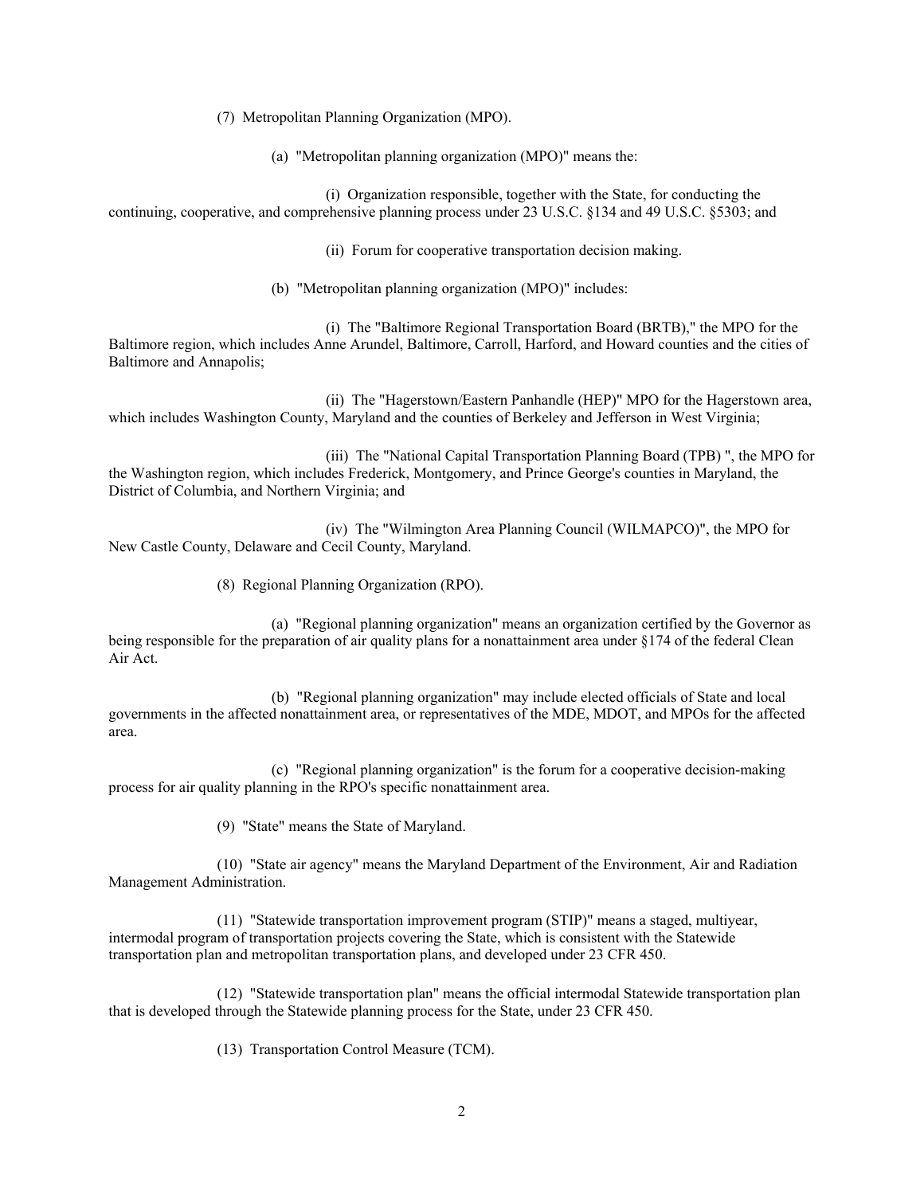(7) Metropolitan Planning Organization (MPO).

(a) "Metropolitan planning organization (MPO)" means the:

(i) Organization responsible, together with the State, for conducting the continuing, cooperative, and comprehensive planning process under 23 U.S.C. §134 and 49 U.S.C. §5303; and

(ii) Forum for cooperative transportation decision making.

(b) "Metropolitan planning organization (MPO)" includes:

(i) The "Baltimore Regional Transportation Board (BRTB)," the MPO for the Baltimore region, which includes Anne Arundel, Baltimore, Carroll, Harford, and Howard counties and the cities of Baltimore and Annapolis;

(ii) The "Hagerstown/Eastern Panhandle (HEP)" MPO for the Hagerstown area, which includes Washington County, Maryland and the counties of Berkeley and Jefferson in West Virginia;

(iii) The "National Capital Transportation Planning Board (TPB) ", the MPO for the Washington region, which includes Frederick, Montgomery, and Prince George's counties in Maryland, the District of Columbia, and Northern Virginia; and

(iv) The "Wilmington Area Planning Council (WILMAPCO)", the MPO for New Castle County, Delaware and Cecil County, Maryland.

(8) Regional Planning Organization (RPO).

(a) "Regional planning organization" means an organization certified by the Governor as being responsible for the preparation of air quality plans for a nonattainment area under §174 of the federal Clean Air Act.

(b) "Regional planning organization" may include elected officials of State and local governments in the affected nonattainment area, or representatives of the MDE, MDOT, and MPOs for the affected area.

(c) "Regional planning organization" is the forum for a cooperative decision-making process for air quality planning in the RPO's specific nonattainment area.

(9) "State" means the State of Maryland.

(10) "State air agency" means the Maryland Department of the Environment, Air and Radiation Management Administration.

(11) "Statewide transportation improvement program (STIP)" means a staged, multiyear, intermodal program of transportation projects covering the State, which is consistent with the Statewide transportation plan and metropolitan transportation plans, and developed under 23 CFR 450.

(12) "Statewide transportation plan" means the official intermodal Statewide transportation plan that is developed through the Statewide planning process for the State, under 23 CFR 450.

(13) Transportation Control Measure (TCM).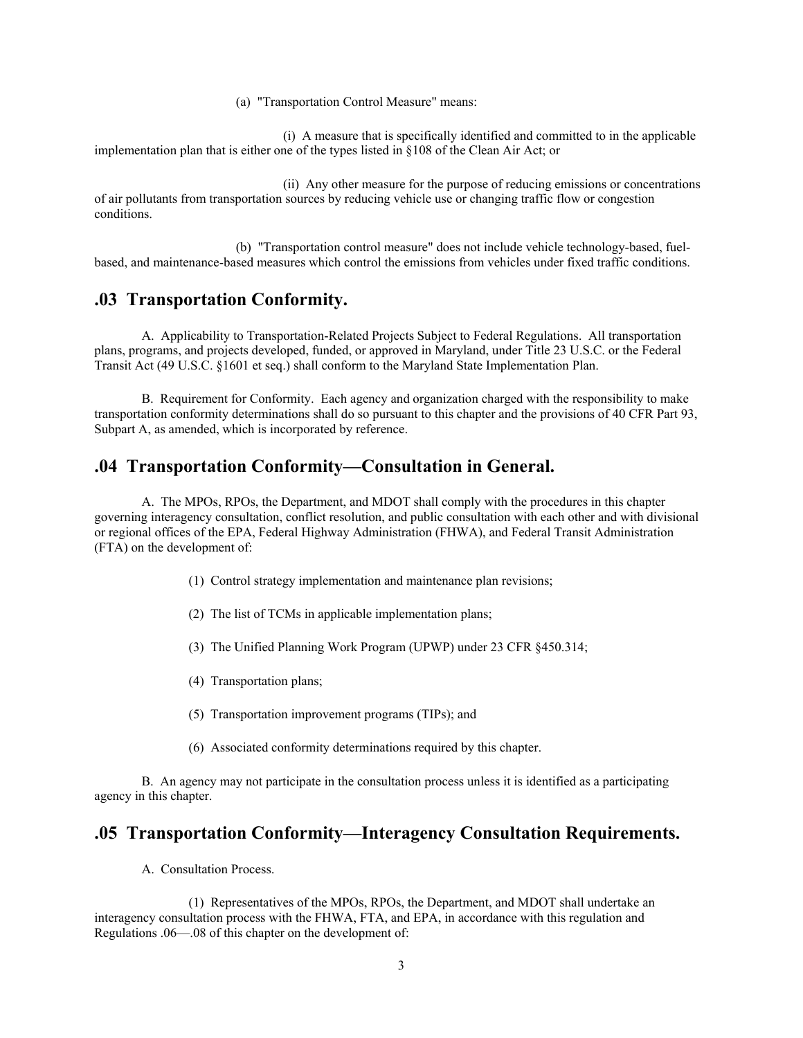(a) "Transportation Control Measure" means:

(i) A measure that is specifically identified and committed to in the applicable implementation plan that is either one of the types listed in §108 of the Clean Air Act; or

(ii) Any other measure for the purpose of reducing emissions or concentrations of air pollutants from transportation sources by reducing vehicle use or changing traffic flow or congestion conditions.

(b) "Transportation control measure" does not include vehicle technology-based, fuel-based, and maintenance-based measures which control the emissions from vehicles under fixed traffic conditions.

## .03 Transportation Conformity.

A. Applicability to Transportation-Related Projects Subject to Federal Regulations. All transportation plans, programs, and projects developed, funded, or approved in Maryland, under Title 23 U.S.C. or the Federal Transit Act (49 U.S.C. §1601 et seq.) shall conform to the Maryland State Implementation Plan.

B. Requirement for Conformity. Each agency and organization charged with the responsibility to make transportation conformity determinations shall do so pursuant to this chapter and the provisions of 40 CFR Part 93, Subpart A, as amended, which is incorporated by reference.

## .04 Transportation Conformity—Consultation in General.

A. The MPOs, RPOs, the Department, and MDOT shall comply with the procedures in this chapter governing interagency consultation, conflict resolution, and public consultation with each other and with divisional or regional offices of the EPA, Federal Highway Administration (FHWA), and Federal Transit Administration (FTA) on the development of:

(1) Control strategy implementation and maintenance plan revisions;

(2) The list of TCMs in applicable implementation plans;

(3) The Unified Planning Work Program (UPWP) under 23 CFR §450.314;

(4) Transportation plans;

(5) Transportation improvement programs (TIPs); and

(6) Associated conformity determinations required by this chapter.

B. An agency may not participate in the consultation process unless it is identified as a participating agency in this chapter.

## .05 Transportation Conformity—Interagency Consultation Requirements.

A. Consultation Process.

(1) Representatives of the MPOs, RPOs, the Department, and MDOT shall undertake an interagency consultation process with the FHWA, FTA, and EPA, in accordance with this regulation and Regulations .06—.08 of this chapter on the development of: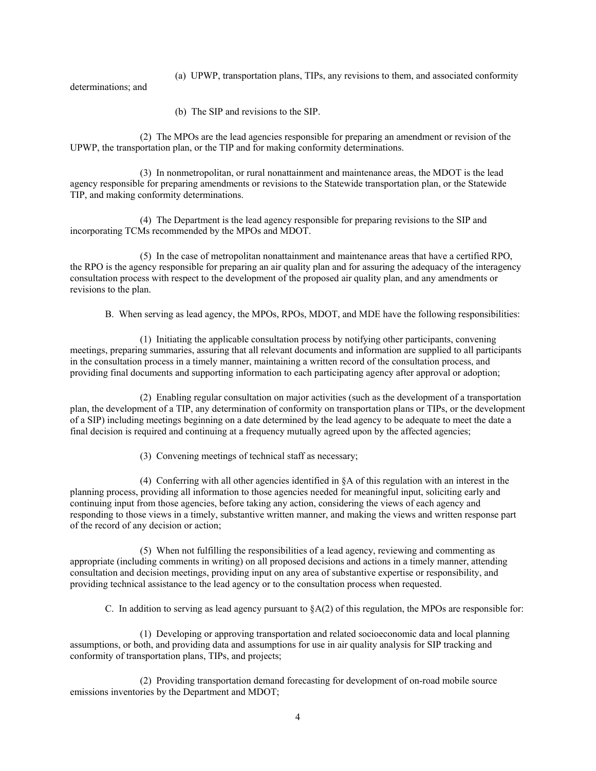(a) UPWP, transportation plans, TIPs, any revisions to them, and associated conformity determinations; and

(b) The SIP and revisions to the SIP.

(2) The MPOs are the lead agencies responsible for preparing an amendment or revision of the UPWP, the transportation plan, or the TIP and for making conformity determinations.

(3) In nonmetropolitan, or rural nonattainment and maintenance areas, the MDOT is the lead agency responsible for preparing amendments or revisions to the Statewide transportation plan, or the Statewide TIP, and making conformity determinations.

(4) The Department is the lead agency responsible for preparing revisions to the SIP and incorporating TCMs recommended by the MPOs and MDOT.

(5) In the case of metropolitan nonattainment and maintenance areas that have a certified RPO, the RPO is the agency responsible for preparing an air quality plan and for assuring the adequacy of the interagency consultation process with respect to the development of the proposed air quality plan, and any amendments or revisions to the plan.

B. When serving as lead agency, the MPOs, RPOs, MDOT, and MDE have the following responsibilities:

(1) Initiating the applicable consultation process by notifying other participants, convening meetings, preparing summaries, assuring that all relevant documents and information are supplied to all participants in the consultation process in a timely manner, maintaining a written record of the consultation process, and providing final documents and supporting information to each participating agency after approval or adoption;

(2) Enabling regular consultation on major activities (such as the development of a transportation plan, the development of a TIP, any determination of conformity on transportation plans or TIPs, or the development of a SIP) including meetings beginning on a date determined by the lead agency to be adequate to meet the date a final decision is required and continuing at a frequency mutually agreed upon by the affected agencies;

(3) Convening meetings of technical staff as necessary;

(4) Conferring with all other agencies identified in §A of this regulation with an interest in the planning process, providing all information to those agencies needed for meaningful input, soliciting early and continuing input from those agencies, before taking any action, considering the views of each agency and responding to those views in a timely, substantive written manner, and making the views and written response part of the record of any decision or action;

(5) When not fulfilling the responsibilities of a lead agency, reviewing and commenting as appropriate (including comments in writing) on all proposed decisions and actions in a timely manner, attending consultation and decision meetings, providing input on any area of substantive expertise or responsibility, and providing technical assistance to the lead agency or to the consultation process when requested.

C. In addition to serving as lead agency pursuant to §A(2) of this regulation, the MPOs are responsible for:

(1) Developing or approving transportation and related socioeconomic data and local planning assumptions, or both, and providing data and assumptions for use in air quality analysis for SIP tracking and conformity of transportation plans, TIPs, and projects;

(2) Providing transportation demand forecasting for development of on-road mobile source emissions inventories by the Department and MDOT;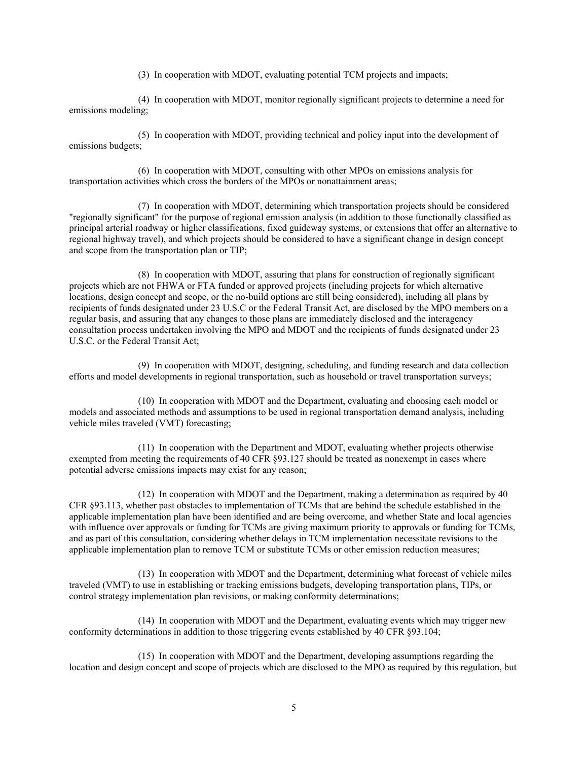(3) In cooperation with MDOT, evaluating potential TCM projects and impacts;

(4) In cooperation with MDOT, monitor regionally significant projects to determine a need for emissions modeling;

(5) In cooperation with MDOT, providing technical and policy input into the development of emissions budgets;

(6) In cooperation with MDOT, consulting with other MPOs on emissions analysis for transportation activities which cross the borders of the MPOs or nonattainment areas;

(7) In cooperation with MDOT, determining which transportation projects should be considered "regionally significant" for the purpose of regional emission analysis (in addition to those functionally classified as principal arterial roadway or higher classifications, fixed guideway systems, or extensions that offer an alternative to regional highway travel), and which projects should be considered to have a significant change in design concept and scope from the transportation plan or TIP;

(8) In cooperation with MDOT, assuring that plans for construction of regionally significant projects which are not FHWA or FTA funded or approved projects (including projects for which alternative locations, design concept and scope, or the no-build options are still being considered), including all plans by recipients of funds designated under 23 U.S.C or the Federal Transit Act, are disclosed by the MPO members on a regular basis, and assuring that any changes to those plans are immediately disclosed and the interagency consultation process undertaken involving the MPO and MDOT and the recipients of funds designated under 23 U.S.C. or the Federal Transit Act;

(9) In cooperation with MDOT, designing, scheduling, and funding research and data collection efforts and model developments in regional transportation, such as household or travel transportation surveys;

(10) In cooperation with MDOT and the Department, evaluating and choosing each model or models and associated methods and assumptions to be used in regional transportation demand analysis, including vehicle miles traveled (VMT) forecasting;

(11) In cooperation with the Department and MDOT, evaluating whether projects otherwise exempted from meeting the requirements of 40 CFR §93.127 should be treated as nonexempt in cases where potential adverse emissions impacts may exist for any reason;

(12) In cooperation with MDOT and the Department, making a determination as required by 40 CFR §93.113, whether past obstacles to implementation of TCMs that are behind the schedule established in the applicable implementation plan have been identified and are being overcome, and whether State and local agencies with influence over approvals or funding for TCMs are giving maximum priority to approvals or funding for TCMs, and as part of this consultation, considering whether delays in TCM implementation necessitate revisions to the applicable implementation plan to remove TCM or substitute TCMs or other emission reduction measures;

(13) In cooperation with MDOT and the Department, determining what forecast of vehicle miles traveled (VMT) to use in establishing or tracking emissions budgets, developing transportation plans, TIPs, or control strategy implementation plan revisions, or making conformity determinations;

(14) In cooperation with MDOT and the Department, evaluating events which may trigger new conformity determinations in addition to those triggering events established by 40 CFR §93.104;

(15) In cooperation with MDOT and the Department, developing assumptions regarding the location and design concept and scope of projects which are disclosed to the MPO as required by this regulation, but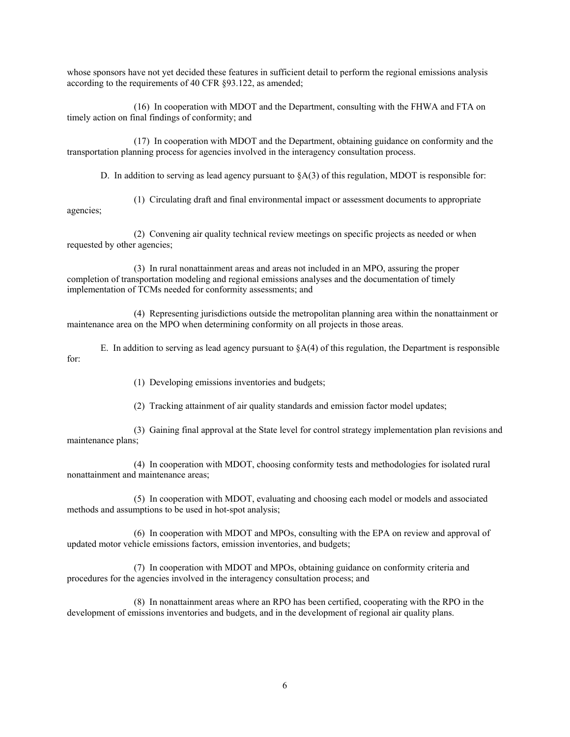whose sponsors have not yet decided these features in sufficient detail to perform the regional emissions analysis according to the requirements of 40 CFR §93.122, as amended;

(16) In cooperation with MDOT and the Department, consulting with the FHWA and FTA on timely action on final findings of conformity; and

(17) In cooperation with MDOT and the Department, obtaining guidance on conformity and the transportation planning process for agencies involved in the interagency consultation process.

D. In addition to serving as lead agency pursuant to §A(3) of this regulation, MDOT is responsible for:

(1) Circulating draft and final environmental impact or assessment documents to appropriate agencies;

(2) Convening air quality technical review meetings on specific projects as needed or when requested by other agencies;

(3) In rural nonattainment areas and areas not included in an MPO, assuring the proper completion of transportation modeling and regional emissions analyses and the documentation of timely implementation of TCMs needed for conformity assessments; and

(4) Representing jurisdictions outside the metropolitan planning area within the nonattainment or maintenance area on the MPO when determining conformity on all projects in those areas.

E. In addition to serving as lead agency pursuant to §A(4) of this regulation, the Department is responsible for:

(1) Developing emissions inventories and budgets;

(2) Tracking attainment of air quality standards and emission factor model updates;

(3) Gaining final approval at the State level for control strategy implementation plan revisions and maintenance plans;

(4) In cooperation with MDOT, choosing conformity tests and methodologies for isolated rural nonattainment and maintenance areas;

(5) In cooperation with MDOT, evaluating and choosing each model or models and associated methods and assumptions to be used in hot-spot analysis;

(6) In cooperation with MDOT and MPOs, consulting with the EPA on review and approval of updated motor vehicle emissions factors, emission inventories, and budgets;

(7) In cooperation with MDOT and MPOs, obtaining guidance on conformity criteria and procedures for the agencies involved in the interagency consultation process; and

(8) In nonattainment areas where an RPO has been certified, cooperating with the RPO in the development of emissions inventories and budgets, and in the development of regional air quality plans.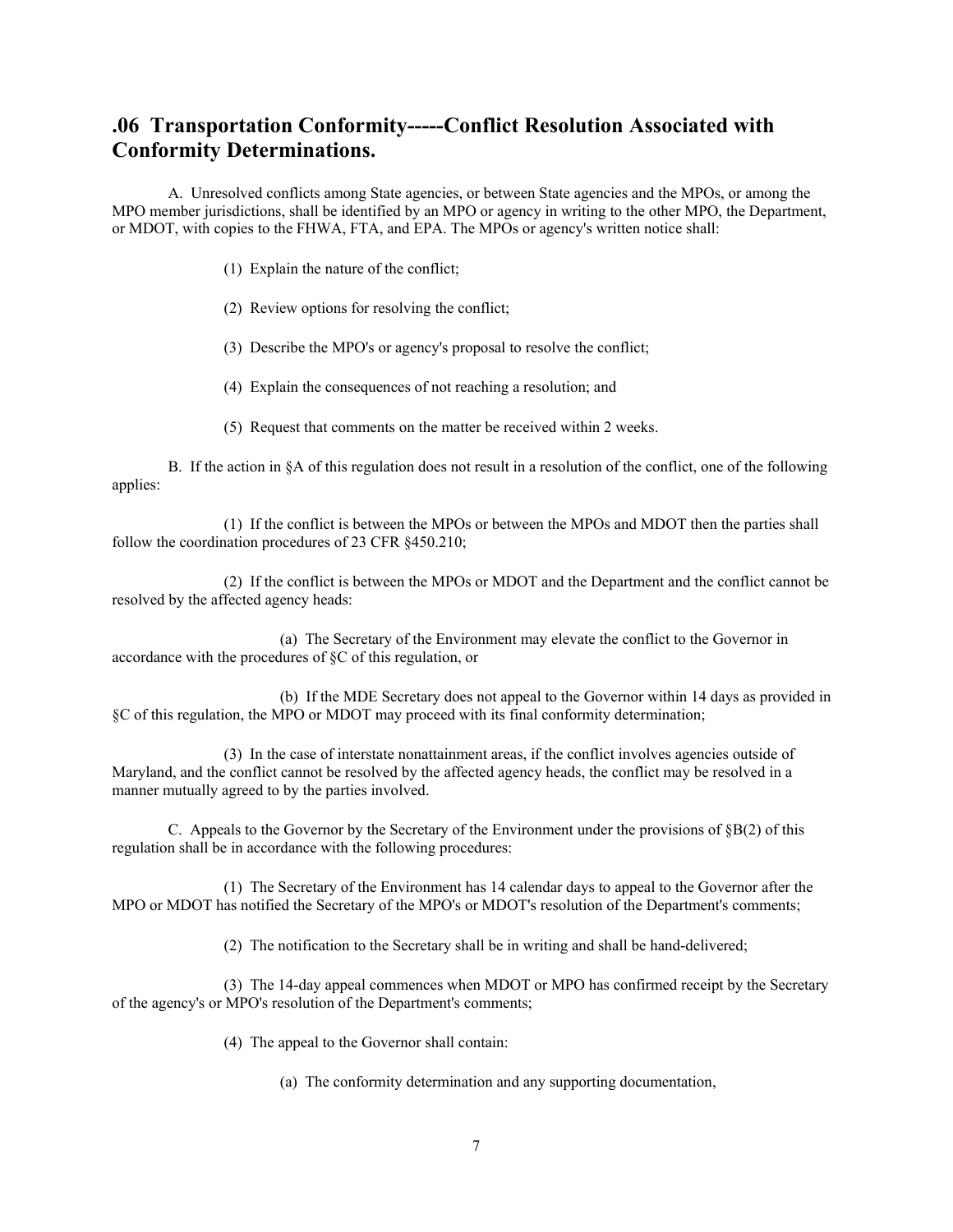## .06 Transportation Conformity-----Conflict Resolution Associated with Conformity Determinations.

A. Unresolved conflicts among State agencies, or between State agencies and the MPOs, or among the MPO member jurisdictions, shall be identified by an MPO or agency in writing to the other MPO, the Department, or MDOT, with copies to the FHWA, FTA, and EPA. The MPOs or agency's written notice shall:

(1) Explain the nature of the conflict;

(2) Review options for resolving the conflict;

(3) Describe the MPO's or agency's proposal to resolve the conflict;

(4) Explain the consequences of not reaching a resolution; and

(5) Request that comments on the matter be received within 2 weeks.

B. If the action in §A of this regulation does not result in a resolution of the conflict, one of the following applies:

(1) If the conflict is between the MPOs or between the MPOs and MDOT then the parties shall follow the coordination procedures of 23 CFR §450.210;

(2) If the conflict is between the MPOs or MDOT and the Department and the conflict cannot be resolved by the affected agency heads:

(a) The Secretary of the Environment may elevate the conflict to the Governor in accordance with the procedures of §C of this regulation, or

(b) If the MDE Secretary does not appeal to the Governor within 14 days as provided in §C of this regulation, the MPO or MDOT may proceed with its final conformity determination;

(3) In the case of interstate nonattainment areas, if the conflict involves agencies outside of Maryland, and the conflict cannot be resolved by the affected agency heads, the conflict may be resolved in a manner mutually agreed to by the parties involved.

C. Appeals to the Governor by the Secretary of the Environment under the provisions of §B(2) of this regulation shall be in accordance with the following procedures:

(1) The Secretary of the Environment has 14 calendar days to appeal to the Governor after the MPO or MDOT has notified the Secretary of the MPO's or MDOT's resolution of the Department's comments;

(2) The notification to the Secretary shall be in writing and shall be hand-delivered;

(3) The 14-day appeal commences when MDOT or MPO has confirmed receipt by the Secretary of the agency's or MPO's resolution of the Department's comments;

(4) The appeal to the Governor shall contain:

(a) The conformity determination and any supporting documentation,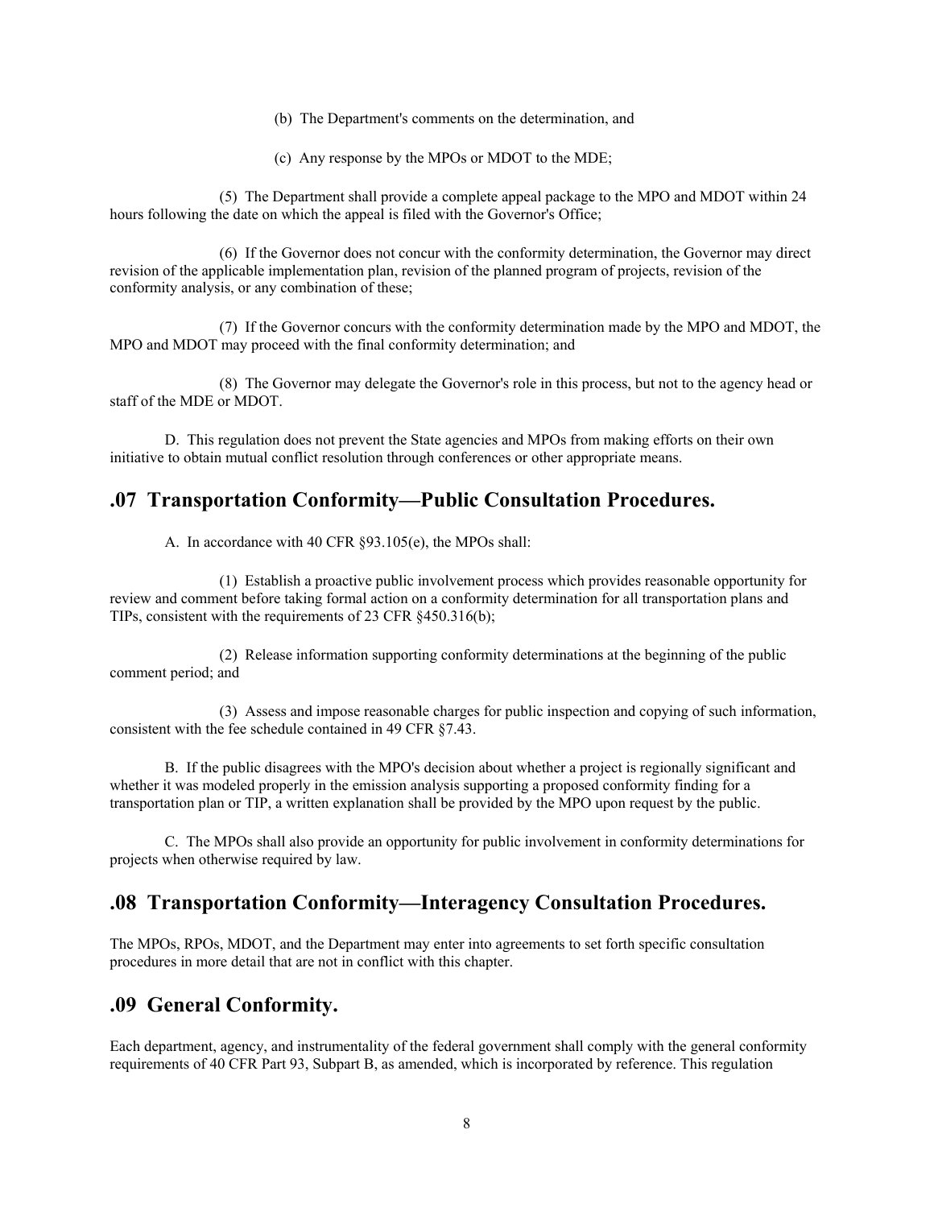(b) The Department's comments on the determination, and

(c) Any response by the MPOs or MDOT to the MDE;

(5) The Department shall provide a complete appeal package to the MPO and MDOT within 24 hours following the date on which the appeal is filed with the Governor's Office;

(6) If the Governor does not concur with the conformity determination, the Governor may direct revision of the applicable implementation plan, revision of the planned program of projects, revision of the conformity analysis, or any combination of these;

(7) If the Governor concurs with the conformity determination made by the MPO and MDOT, the MPO and MDOT may proceed with the final conformity determination; and

(8) The Governor may delegate the Governor's role in this process, but not to the agency head or staff of the MDE or MDOT.

D. This regulation does not prevent the State agencies and MPOs from making efforts on their own initiative to obtain mutual conflict resolution through conferences or other appropriate means.

## .07 Transportation Conformity—Public Consultation Procedures.

A. In accordance with 40 CFR §93.105(e), the MPOs shall:

(1) Establish a proactive public involvement process which provides reasonable opportunity for review and comment before taking formal action on a conformity determination for all transportation plans and TIPs, consistent with the requirements of 23 CFR §450.316(b);

(2) Release information supporting conformity determinations at the beginning of the public comment period; and

(3) Assess and impose reasonable charges for public inspection and copying of such information, consistent with the fee schedule contained in 49 CFR §7.43.

B. If the public disagrees with the MPO's decision about whether a project is regionally significant and whether it was modeled properly in the emission analysis supporting a proposed conformity finding for a transportation plan or TIP, a written explanation shall be provided by the MPO upon request by the public.

C. The MPOs shall also provide an opportunity for public involvement in conformity determinations for projects when otherwise required by law.

## .08 Transportation Conformity—Interagency Consultation Procedures.

The MPOs, RPOs, MDOT, and the Department may enter into agreements to set forth specific consultation procedures in more detail that are not in conflict with this chapter.

## .09 General Conformity.

Each department, agency, and instrumentality of the federal government shall comply with the general conformity requirements of 40 CFR Part 93, Subpart B, as amended, which is incorporated by reference. This regulation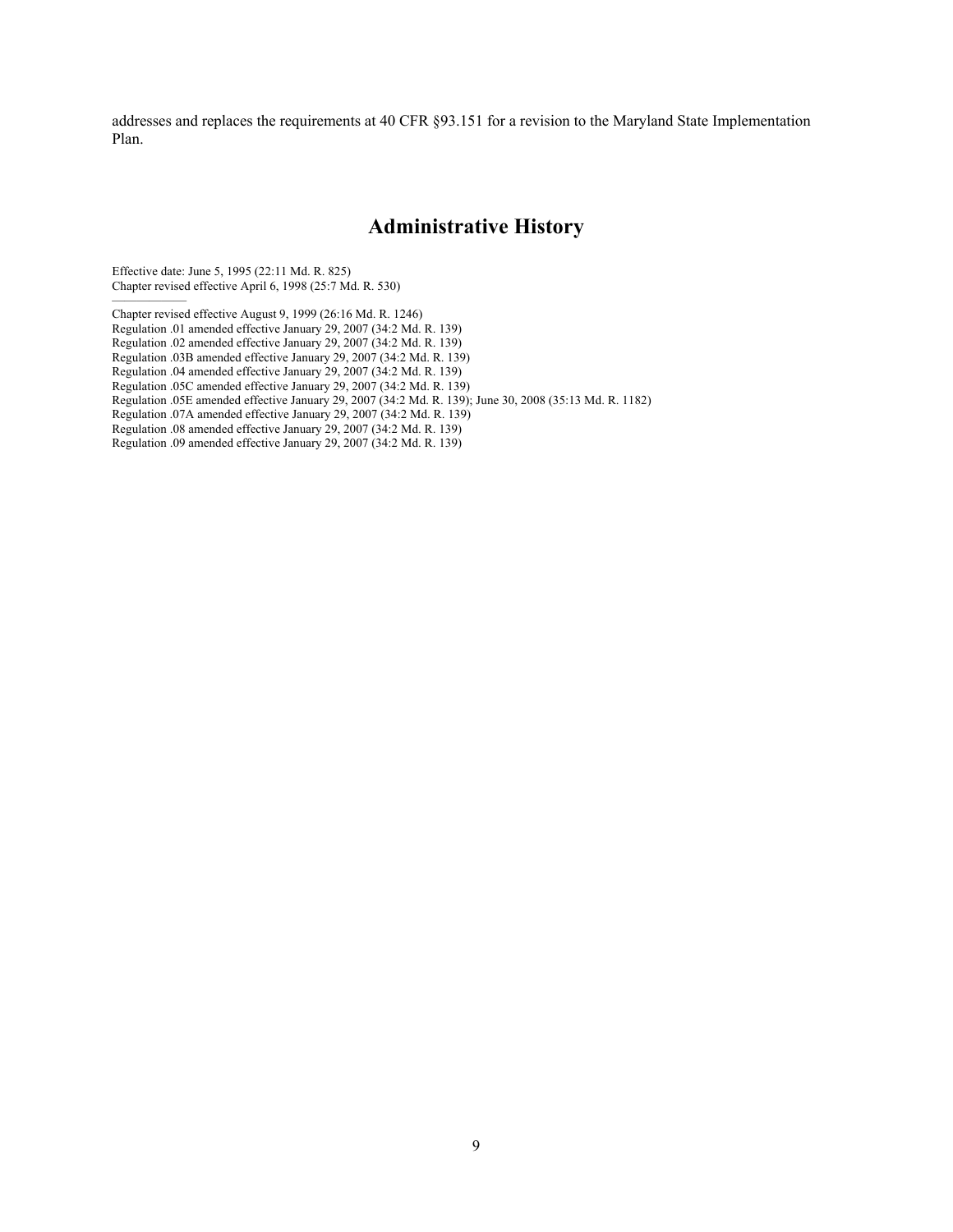addresses and replaces the requirements at 40 CFR §93.151 for a revision to the Maryland State Implementation Plan.

## Administrative History

Effective date: June 5, 1995 (22:11 Md. R. 825)
Chapter revised effective April 6, 1998 (25:7 Md. R. 530)

———————

Chapter revised effective August 9, 1999 (26:16 Md. R. 1246)
Regulation .01 amended effective January 29, 2007 (34:2 Md. R. 139)
Regulation .02 amended effective January 29, 2007 (34:2 Md. R. 139)
Regulation .03B amended effective January 29, 2007 (34:2 Md. R. 139)
Regulation .04 amended effective January 29, 2007 (34:2 Md. R. 139)
Regulation .05C amended effective January 29, 2007 (34:2 Md. R. 139)
Regulation .05E amended effective January 29, 2007 (34:2 Md. R. 139); June 30, 2008 (35:13 Md. R. 1182)
Regulation .07A amended effective January 29, 2007 (34:2 Md. R. 139)
Regulation .08 amended effective January 29, 2007 (34:2 Md. R. 139)
Regulation .09 amended effective January 29, 2007 (34:2 Md. R. 139)